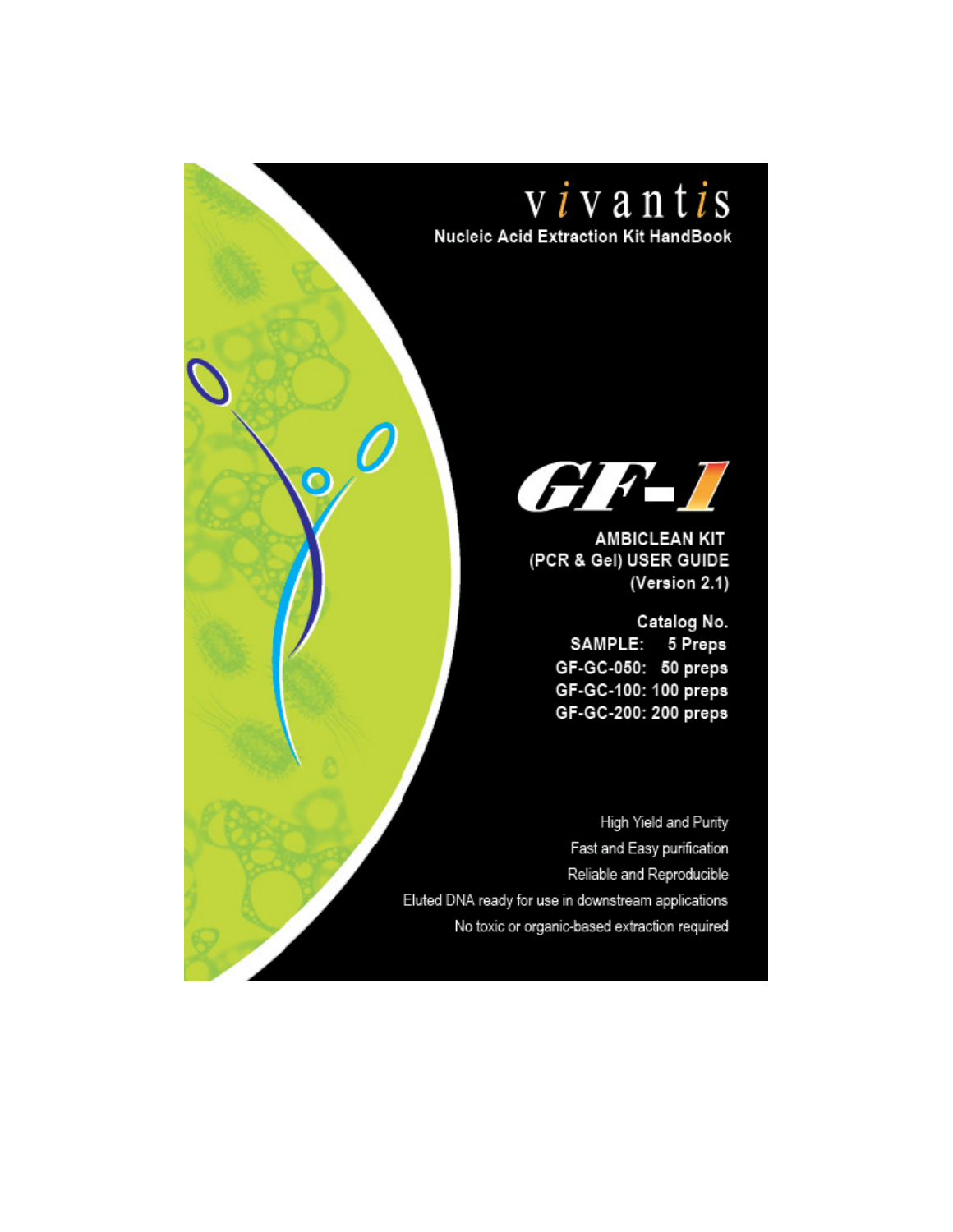# vivantis

**Nucleic Acid Extraction Kit HandBook**

# GF-1

**AMBICLEAN KIT (PCR & Gel) USER GUIDE (Version 2.1)**

**Catalog No.**

**SAMPLE: 5 Preps**
**GF-GC-050: 50 preps**
**GF-GC-100: 100 preps**
**GF-GC-200: 200 preps**

High Yield and Purity

Fast and Easy purification

Reliable and Reproducible

Eluted DNA ready for use in downstream applications

No toxic or organic-based extraction required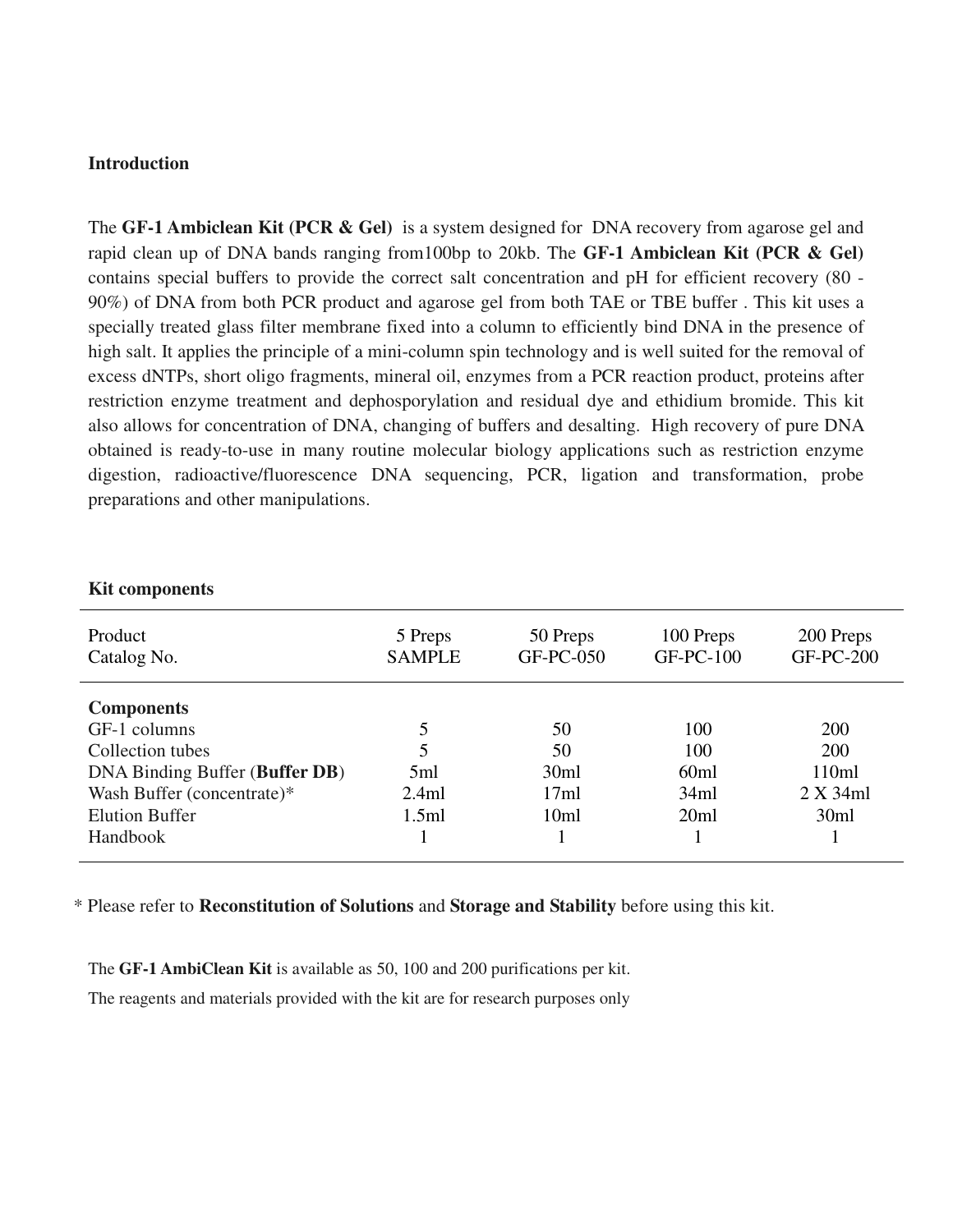## Introduction

The **GF-1 Ambiclean Kit (PCR & Gel)** is a system designed for DNA recovery from agarose gel and rapid clean up of DNA bands ranging from100bp to 20kb. The **GF-1 Ambiclean Kit (PCR & Gel)** contains special buffers to provide the correct salt concentration and pH for efficient recovery (80 - 90%) of DNA from both PCR product and agarose gel from both TAE or TBE buffer . This kit uses a specially treated glass filter membrane fixed into a column to efficiently bind DNA in the presence of high salt. It applies the principle of a mini-column spin technology and is well suited for the removal of excess dNTPs, short oligo fragments, mineral oil, enzymes from a PCR reaction product, proteins after restriction enzyme treatment and dephosporylation and residual dye and ethidium bromide. This kit also allows for concentration of DNA, changing of buffers and desalting. High recovery of pure DNA obtained is ready-to-use in many routine molecular biology applications such as restriction enzyme digestion, radioactive/fluorescence DNA sequencing, PCR, ligation and transformation, probe preparations and other manipulations.

## Kit components

| Product<br>Catalog No. | 5 Preps<br>SAMPLE | 50 Preps<br>GF-PC-050 | 100 Preps<br>GF-PC-100 | 200 Preps<br>GF-PC-200 |
|---|---|---|---|---|
| **Components** | | | | |
| GF-1 columns | 5 | 50 | 100 | 200 |
| Collection tubes | 5 | 50 | 100 | 200 |
| DNA Binding Buffer (**Buffer DB**) | 5ml | 30ml | 60ml | 110ml |
| Wash Buffer (concentrate)* | 2.4ml | 17ml | 34ml | 2 X 34ml |
| Elution Buffer | 1.5ml | 10ml | 20ml | 30ml |
| Handbook | 1 | 1 | 1 | 1 |

* Please refer to **Reconstitution of Solutions** and **Storage and Stability** before using this kit.

The **GF-1 AmbiClean Kit** is available as 50, 100 and 200 purifications per kit.

The reagents and materials provided with the kit are for research purposes only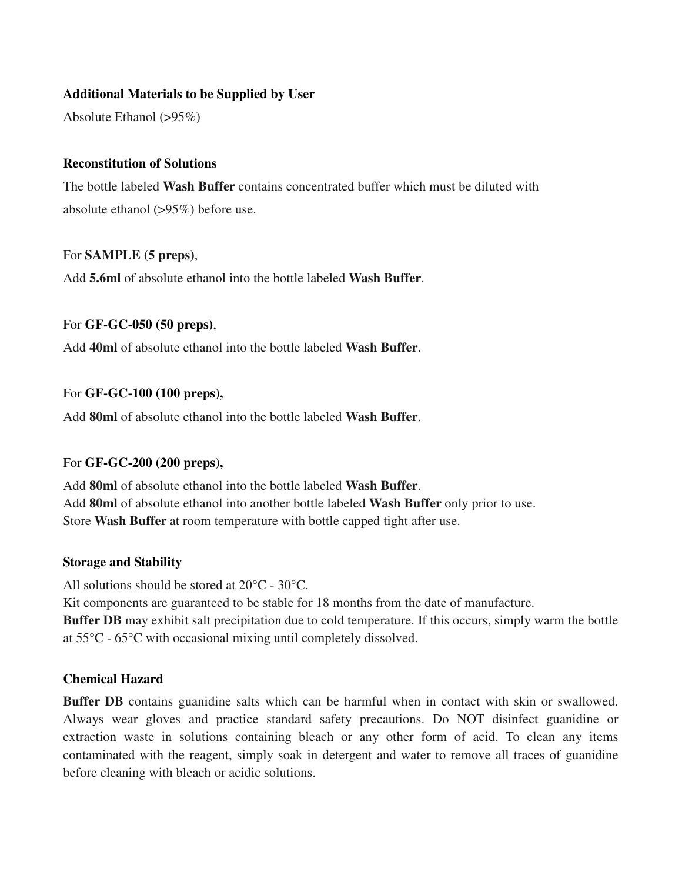**Additional Materials to be Supplied by User**

Absolute Ethanol (>95%)

**Reconstitution of Solutions**

The bottle labeled **Wash Buffer** contains concentrated buffer which must be diluted with absolute ethanol (>95%) before use.

For **SAMPLE (5 preps)**,

Add **5.6ml** of absolute ethanol into the bottle labeled **Wash Buffer**.

For **GF-GC-050 (50 preps)**,

Add **40ml** of absolute ethanol into the bottle labeled **Wash Buffer**.

For **GF-GC-100 (100 preps),**

Add **80ml** of absolute ethanol into the bottle labeled **Wash Buffer**.

For **GF-GC-200 (200 preps),**

Add **80ml** of absolute ethanol into the bottle labeled **Wash Buffer**.
Add **80ml** of absolute ethanol into another bottle labeled **Wash Buffer** only prior to use.
Store **Wash Buffer** at room temperature with bottle capped tight after use.

**Storage and Stability**

All solutions should be stored at 20°C - 30°C.
Kit components are guaranteed to be stable for 18 months from the date of manufacture.
**Buffer DB** may exhibit salt precipitation due to cold temperature. If this occurs, simply warm the bottle at 55°C - 65°C with occasional mixing until completely dissolved.

**Chemical Hazard**

**Buffer DB** contains guanidine salts which can be harmful when in contact with skin or swallowed. Always wear gloves and practice standard safety precautions. Do NOT disinfect guanidine or extraction waste in solutions containing bleach or any other form of acid. To clean any items contaminated with the reagent, simply soak in detergent and water to remove all traces of guanidine before cleaning with bleach or acidic solutions.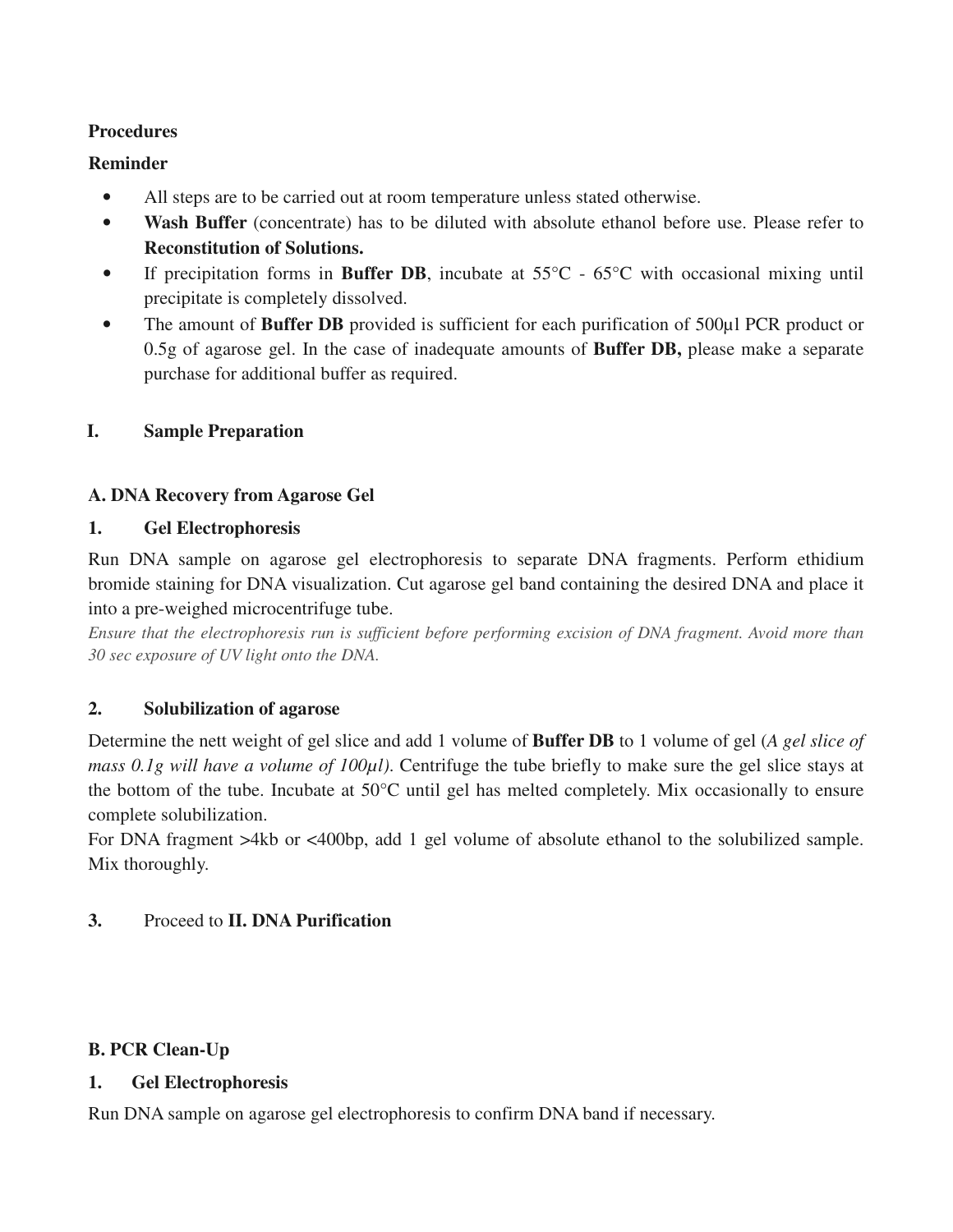**Procedures**

**Reminder**

- All steps are to be carried out at room temperature unless stated otherwise.
- **Wash Buffer** (concentrate) has to be diluted with absolute ethanol before use. Please refer to **Reconstitution of Solutions.**
- If precipitation forms in **Buffer DB**, incubate at 55°C - 65°C with occasional mixing until precipitate is completely dissolved.
- The amount of **Buffer DB** provided is sufficient for each purification of 500µl PCR product or 0.5g of agarose gel. In the case of inadequate amounts of **Buffer DB,** please make a separate purchase for additional buffer as required.

## I. Sample Preparation

### A. DNA Recovery from Agarose Gel

**1. Gel Electrophoresis**

Run DNA sample on agarose gel electrophoresis to separate DNA fragments. Perform ethidium bromide staining for DNA visualization. Cut agarose gel band containing the desired DNA and place it into a pre-weighed microcentrifuge tube.

*Ensure that the electrophoresis run is sufficient before performing excision of DNA fragment. Avoid more than 30 sec exposure of UV light onto the DNA.*

**2. Solubilization of agarose**

Determine the nett weight of gel slice and add 1 volume of **Buffer DB** to 1 volume of gel (*A gel slice of mass 0.1g will have a volume of 100µl)*. Centrifuge the tube briefly to make sure the gel slice stays at the bottom of the tube. Incubate at 50°C until gel has melted completely. Mix occasionally to ensure complete solubilization.

For DNA fragment >4kb or <400bp, add 1 gel volume of absolute ethanol to the solubilized sample. Mix thoroughly.

**3.** Proceed to **II. DNA Purification**

### B. PCR Clean-Up

**1. Gel Electrophoresis**

Run DNA sample on agarose gel electrophoresis to confirm DNA band if necessary.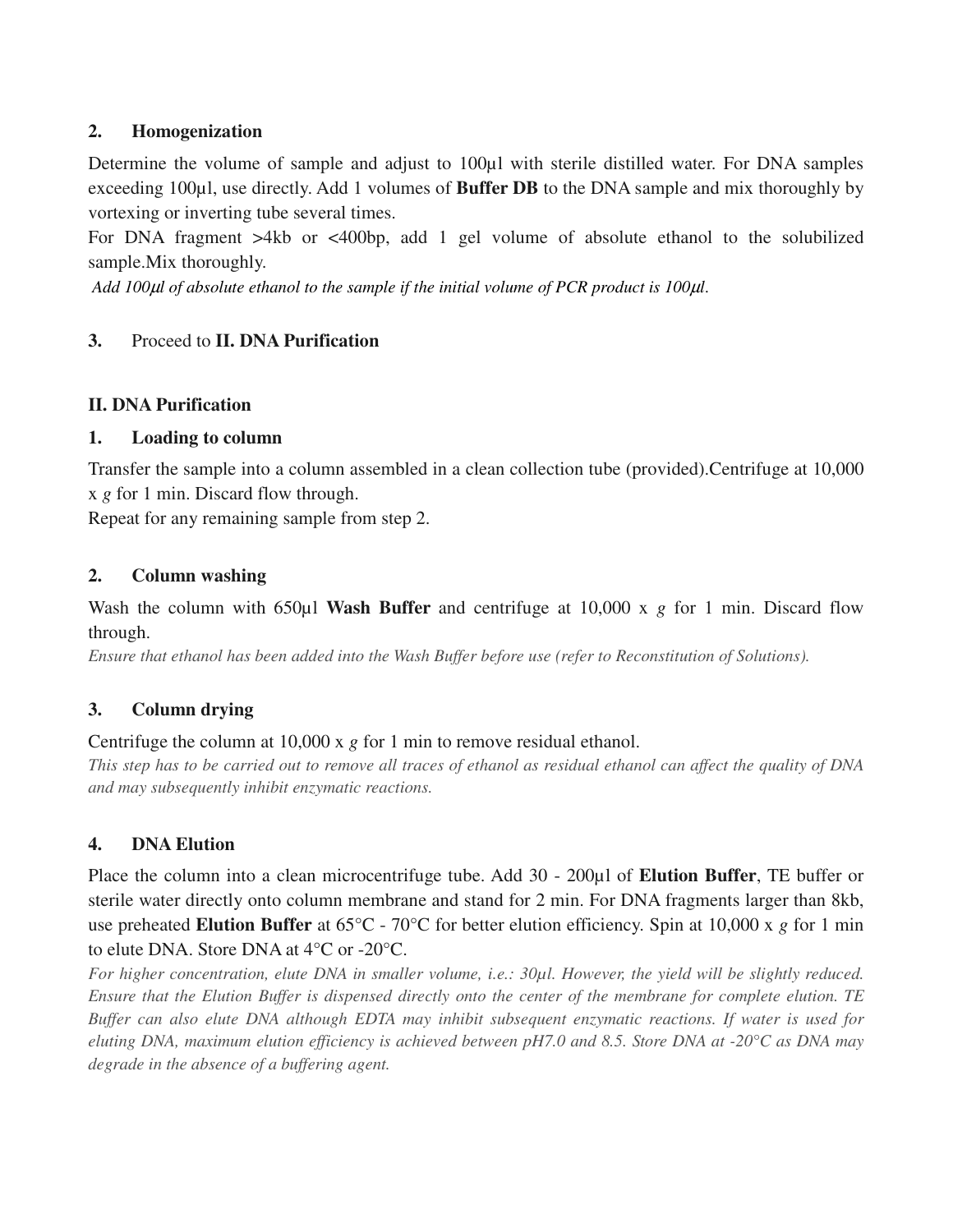**2. Homogenization**

Determine the volume of sample and adjust to 100µl with sterile distilled water. For DNA samples exceeding 100µl, use directly. Add 1 volumes of **Buffer DB** to the DNA sample and mix thoroughly by vortexing or inverting tube several times.

For DNA fragment >4kb or <400bp, add 1 gel volume of absolute ethanol to the solubilized sample.Mix thoroughly.

*Add 100µl of absolute ethanol to the sample if the initial volume of PCR product is 100µl.*

**3.** Proceed to **II. DNA Purification**

**II. DNA Purification**

**1. Loading to column**

Transfer the sample into a column assembled in a clean collection tube (provided).Centrifuge at 10,000 x *g* for 1 min. Discard flow through.

Repeat for any remaining sample from step 2.

**2. Column washing**

Wash the column with 650µl **Wash Buffer** and centrifuge at 10,000 x *g* for 1 min. Discard flow through.

*Ensure that ethanol has been added into the Wash Buffer before use (refer to Reconstitution of Solutions).*

**3. Column drying**

Centrifuge the column at 10,000 x *g* for 1 min to remove residual ethanol.

*This step has to be carried out to remove all traces of ethanol as residual ethanol can affect the quality of DNA and may subsequently inhibit enzymatic reactions.*

**4. DNA Elution**

Place the column into a clean microcentrifuge tube. Add 30 - 200µl of **Elution Buffer**, TE buffer or sterile water directly onto column membrane and stand for 2 min. For DNA fragments larger than 8kb, use preheated **Elution Buffer** at 65°C - 70°C for better elution efficiency. Spin at 10,000 x *g* for 1 min to elute DNA. Store DNA at 4°C or -20°C.

*For higher concentration, elute DNA in smaller volume, i.e.: 30µl. However, the yield will be slightly reduced. Ensure that the Elution Buffer is dispensed directly onto the center of the membrane for complete elution. TE Buffer can also elute DNA although EDTA may inhibit subsequent enzymatic reactions. If water is used for eluting DNA, maximum elution efficiency is achieved between pH7.0 and 8.5. Store DNA at -20°C as DNA may degrade in the absence of a buffering agent.*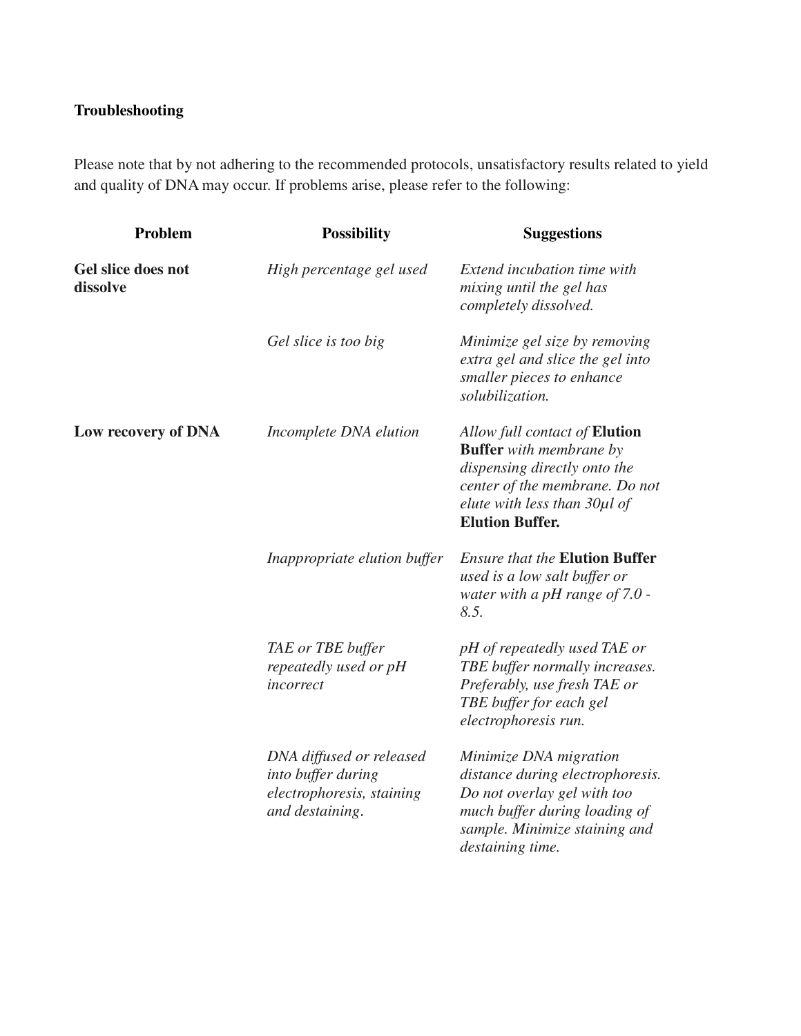**Troubleshooting**

Please note that by not adhering to the recommended protocols, unsatisfactory results related to yield and quality of DNA may occur. If problems arise, please refer to the following:

| Problem | Possibility | Suggestions |
|---|---|---|
| **Gel slice does not dissolve** | *High percentage gel used* | *Extend incubation time with mixing until the gel has completely dissolved.* |
| | *Gel slice is too big* | *Minimize gel size by removing extra gel and slice the gel into smaller pieces to enhance solubilization.* |
| **Low recovery of DNA** | *Incomplete DNA elution* | *Allow full contact of* **Elution Buffer** *with membrane by dispensing directly onto the center of the membrane. Do not elute with less than 30µl of* **Elution Buffer.** |
| | *Inappropriate elution buffer* | *Ensure that the* **Elution Buffer** *used is a low salt buffer or water with a pH range of 7.0 - 8.5.* |
| | *TAE or TBE buffer repeatedly used or pH incorrect* | *pH of repeatedly used TAE or TBE buffer normally increases. Preferably, use fresh TAE or TBE buffer for each gel electrophoresis run.* |
| | *DNA diffused or released into buffer during electrophoresis, staining and destaining.* | *Minimize DNA migration distance during electrophoresis. Do not overlay gel with too much buffer during loading of sample. Minimize staining and destaining time.* |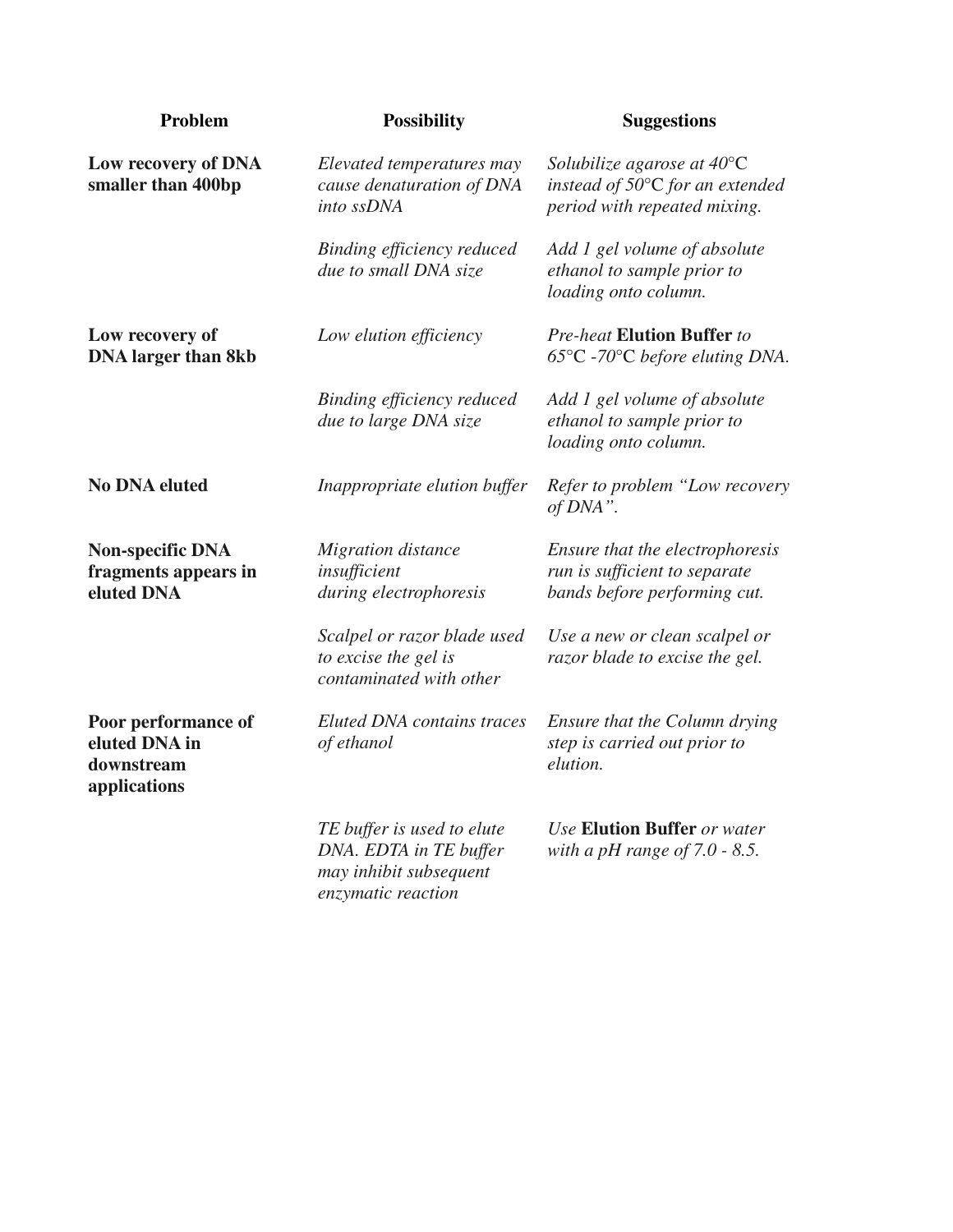| **Problem** | **Possibility** | **Suggestions** |
| --- | --- | --- |
| **Low recovery of DNA smaller than 400bp** | *Elevated temperatures may cause denaturation of DNA into ssDNA* | *Solubilize agarose at 40°C instead of 50°C for an extended period with repeated mixing.* |
| | *Binding efficiency reduced due to small DNA size* | *Add 1 gel volume of absolute ethanol to sample prior to loading onto column.* |
| **Low recovery of DNA larger than 8kb** | *Low elution efficiency* | *Pre-heat* **Elution Buffer** *to 65°C -70°C before eluting DNA.* |
| | *Binding efficiency reduced due to large DNA size* | *Add 1 gel volume of absolute ethanol to sample prior to loading onto column.* |
| **No DNA eluted** | *Inappropriate elution buffer* | *Refer to problem "Low recovery of DNA".* |
| **Non-specific DNA fragments appears in eluted DNA** | *Migration distance insufficient during electrophoresis* | *Ensure that the electrophoresis run is sufficient to separate bands before performing cut.* |
| | *Scalpel or razor blade used to excise the gel is contaminated with other* | *Use a new or clean scalpel or razor blade to excise the gel.* |
| **Poor performance of eluted DNA in downstream applications** | *Eluted DNA contains traces of ethanol* | *Ensure that the Column drying step is carried out prior to elution.* |
| | *TE buffer is used to elute DNA. EDTA in TE buffer may inhibit subsequent enzymatic reaction* | *Use* **Elution Buffer** *or water with a pH range of 7.0 - 8.5.* |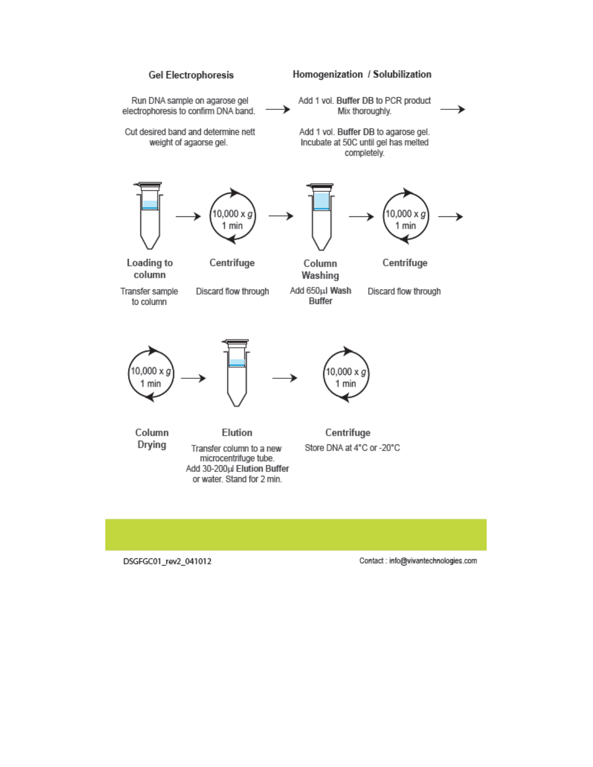**Gel Electrophoresis**

Run DNA sample on agarose gel electrophoresis to confirm DNA band.

Cut desired band and determine nett weight of agaorse gel.

→

**Homogenization / Solubilization**

Add 1 vol. **Buffer DB** to PCR product Mix thoroughly.

Add 1 vol. **Buffer DB** to agarose gel. Incubate at 50C until gel has melted completely.

→

**Loading to column**

Transfer sample to column

→

10,000 x *g*
1 min

**Centrifuge**

Discard flow through

→

**Column Washing**

Add 650µl **Wash Buffer**

→

10,000 x *g*
1 min

**Centrifuge**

Discard flow through

→

10,000 x *g*
1 min

**Column Drying**

→

**Elution**

Transfer column to a new microcentrifuge tube.
Add 30-200µl **Elution Buffer** or water. Stand for 2 min.

→

10,000 x *g*
1 min

**Centrifuge**

Store DNA at 4°C or -20°C

DSGFGC01_rev2_041012

Contact : info@vivantechnologies.com